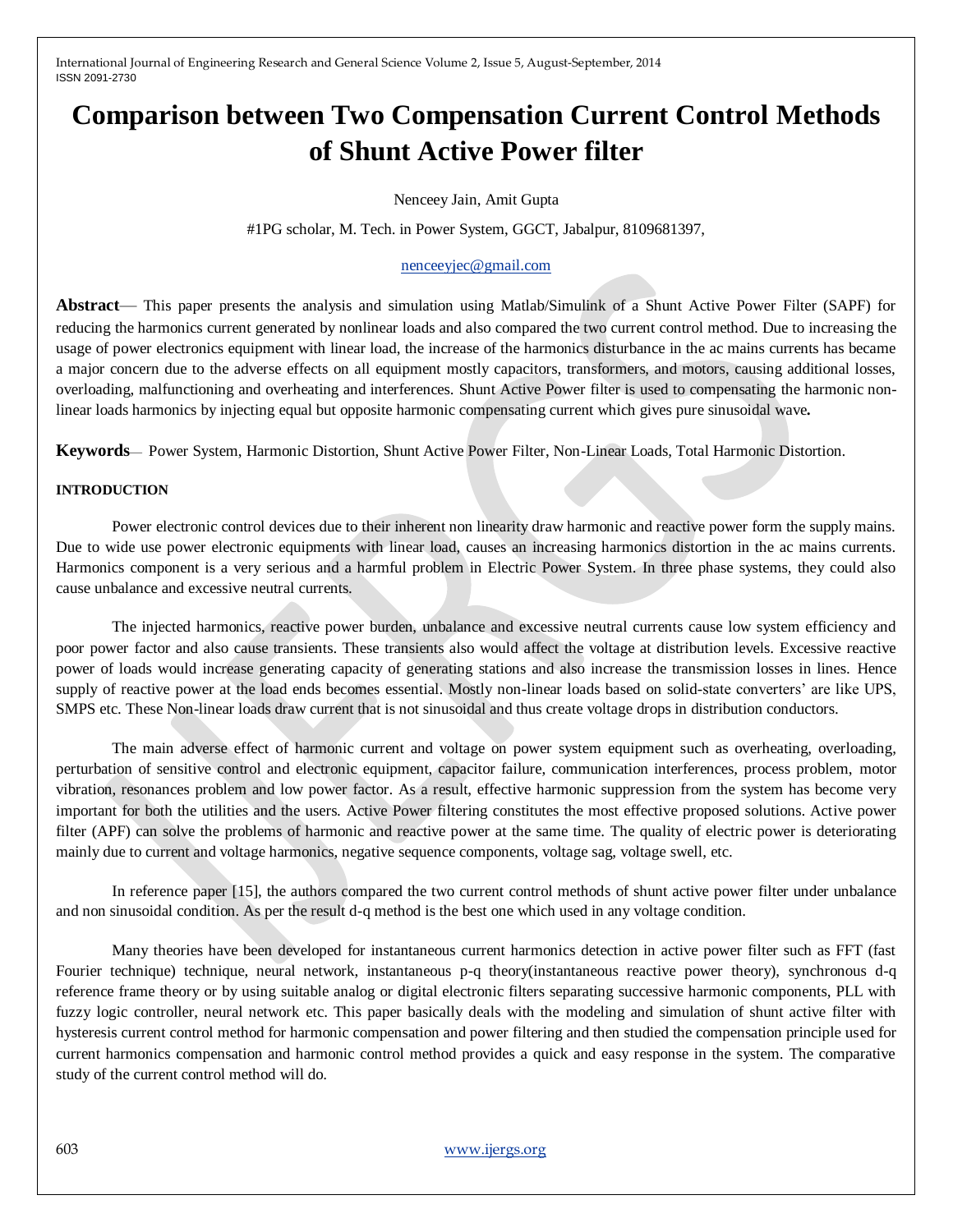# Comparison between Two Compensation Current Control Methods of Shunt Active Power filter

Nenceey Jain, Amit Gupta

#1PG scholar, M. Tech. in Power System, GGCT, Jabalpur, 8109681397,

nenceeyjec@gmail.com

**Abstract**— This paper presents the analysis and simulation using Matlab/Simulink of a Shunt Active Power Filter (SAPF) for reducing the harmonics current generated by nonlinear loads and also compared the two current control method. Due to increasing the usage of power electronics equipment with linear load, the increase of the harmonics disturbance in the ac mains currents has became a major concern due to the adverse effects on all equipment mostly capacitors, transformers, and motors, causing additional losses, overloading, malfunctioning and overheating and interferences. Shunt Active Power filter is used to compensating the harmonic non-linear loads harmonics by injecting equal but opposite harmonic compensating current which gives pure sinusoidal wave**.**

**Keywords**— Power System, Harmonic Distortion, Shunt Active Power Filter, Non-Linear Loads, Total Harmonic Distortion.

**INTRODUCTION**

Power electronic control devices due to their inherent non linearity draw harmonic and reactive power form the supply mains. Due to wide use power electronic equipments with linear load, causes an increasing harmonics distortion in the ac mains currents. Harmonics component is a very serious and a harmful problem in Electric Power System. In three phase systems, they could also cause unbalance and excessive neutral currents.

The injected harmonics, reactive power burden, unbalance and excessive neutral currents cause low system efficiency and poor power factor and also cause transients. These transients also would affect the voltage at distribution levels. Excessive reactive power of loads would increase generating capacity of generating stations and also increase the transmission losses in lines. Hence supply of reactive power at the load ends becomes essential. Mostly non-linear loads based on solid-state converters' are like UPS, SMPS etc. These Non-linear loads draw current that is not sinusoidal and thus create voltage drops in distribution conductors.

The main adverse effect of harmonic current and voltage on power system equipment such as overheating, overloading, perturbation of sensitive control and electronic equipment, capacitor failure, communication interferences, process problem, motor vibration, resonances problem and low power factor. As a result, effective harmonic suppression from the system has become very important for both the utilities and the users. Active Power filtering constitutes the most effective proposed solutions. Active power filter (APF) can solve the problems of harmonic and reactive power at the same time. The quality of electric power is deteriorating mainly due to current and voltage harmonics, negative sequence components, voltage sag, voltage swell, etc.

In reference paper [15], the authors compared the two current control methods of shunt active power filter under unbalance and non sinusoidal condition. As per the result d-q method is the best one which used in any voltage condition.

Many theories have been developed for instantaneous current harmonics detection in active power filter such as FFT (fast Fourier technique) technique, neural network, instantaneous p-q theory(instantaneous reactive power theory), synchronous d-q reference frame theory or by using suitable analog or digital electronic filters separating successive harmonic components, PLL with fuzzy logic controller, neural network etc. This paper basically deals with the modeling and simulation of shunt active filter with hysteresis current control method for harmonic compensation and power filtering and then studied the compensation principle used for current harmonics compensation and harmonic control method provides a quick and easy response in the system. The comparative study of the current control method will do.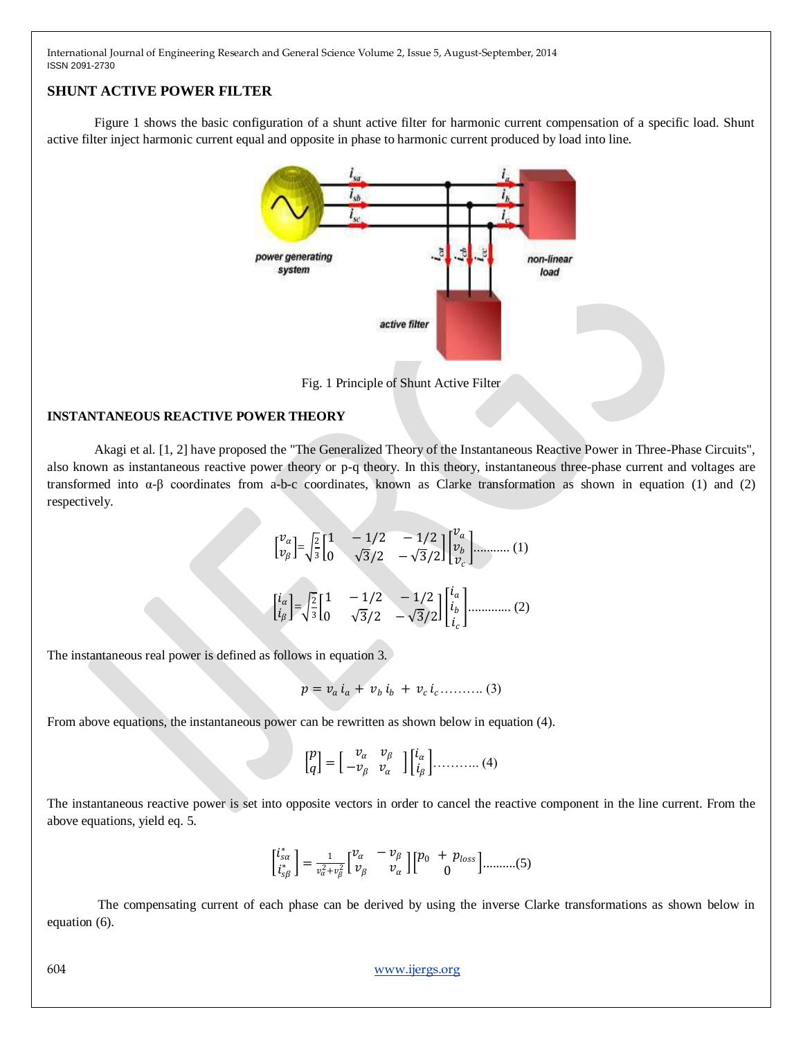## SHUNT ACTIVE POWER FILTER

Figure 1 shows the basic configuration of a shunt active filter for harmonic current compensation of a specific load. Shunt active filter inject harmonic current equal and opposite in phase to harmonic current produced by load into line.

Fig. 1 Principle of Shunt Active Filter

## INSTANTANEOUS REACTIVE POWER THEORY

Akagi et al. [1, 2] have proposed the "The Generalized Theory of the Instantaneous Reactive Power in Three-Phase Circuits", also known as instantaneous reactive power theory or p-q theory. In this theory, instantaneous three-phase current and voltages are transformed into α-β coordinates from a-b-c coordinates, known as Clarke transformation as shown in equation (1) and (2) respectively.

$$\begin{bmatrix} v_\alpha \\ v_\beta \end{bmatrix} = \sqrt{\frac{2}{3}} \begin{bmatrix} 1 & -1/2 & -1/2 \\ 0 & \sqrt{3}/2 & -\sqrt{3}/2 \end{bmatrix} \begin{bmatrix} v_a \\ v_b \\ v_c \end{bmatrix} \text{........... (1)}$$

$$\begin{bmatrix} i_\alpha \\ i_\beta \end{bmatrix} = \sqrt{\frac{2}{3}} \begin{bmatrix} 1 & -1/2 & -1/2 \\ 0 & \sqrt{3}/2 & -\sqrt{3}/2 \end{bmatrix} \begin{bmatrix} i_a \\ i_b \\ i_c \end{bmatrix} \text{............ (2)}$$

The instantaneous real power is defined as follows in equation 3.

$$p = v_a\, i_a + v_b\, i_b + v_c\, i_c \text{.......... (3)}$$

From above equations, the instantaneous power can be rewritten as shown below in equation (4).

$$\begin{bmatrix} p \\ q \end{bmatrix} = \begin{bmatrix} v_\alpha & v_\beta \\ -v_\beta & v_\alpha \end{bmatrix} \begin{bmatrix} i_\alpha \\ i_\beta \end{bmatrix} \text{........... (4)}$$

The instantaneous reactive power is set into opposite vectors in order to cancel the reactive component in the line current. From the above equations, yield eq. 5.

$$\begin{bmatrix} i_{s\alpha}^* \\ i_{s\beta}^* \end{bmatrix} = \frac{1}{v_\alpha^2 + v_\beta^2} \begin{bmatrix} v_\alpha & -v_\beta \\ v_\beta & v_\alpha \end{bmatrix} \begin{bmatrix} p_0 + p_{loss} \\ 0 \end{bmatrix} \text{..........(5)}$$

The compensating current of each phase can be derived by using the inverse Clarke transformations as shown below in equation (6).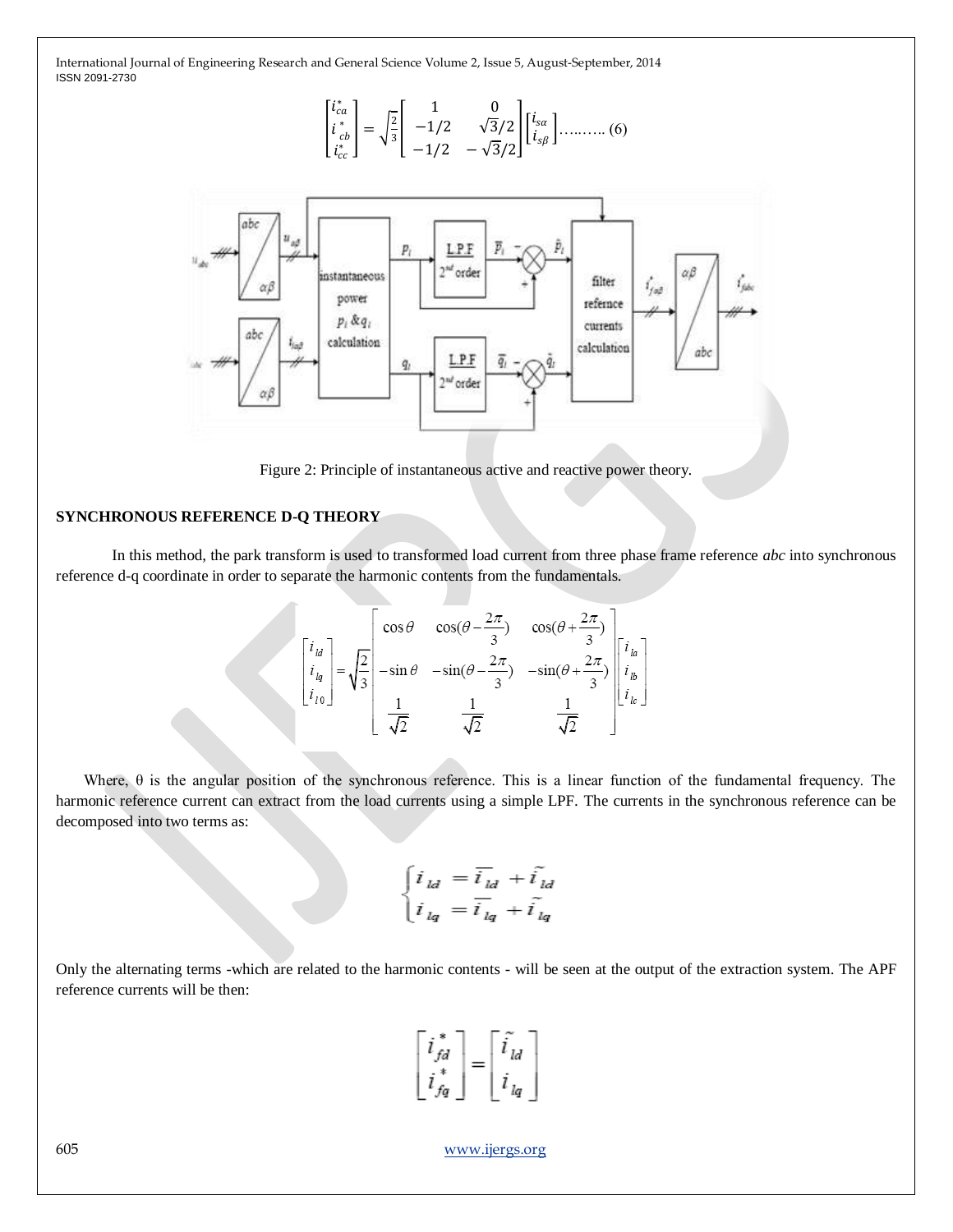$$\begin{bmatrix} i_{ca}^* \\ i_{cb}^* \\ i_{cc}^* \end{bmatrix} = \sqrt{\frac{2}{3}} \begin{bmatrix} 1 & 0 \\ -1/2 & \sqrt{3}/2 \\ -1/2 & -\sqrt{3}/2 \end{bmatrix} \begin{bmatrix} i_{s\alpha} \\ i_{s\beta} \end{bmatrix} \quad \text{……….. (6)}$$

Figure 2: Principle of instantaneous active and reactive power theory.

## SYNCHRONOUS REFERENCE D-Q THEORY

In this method, the park transform is used to transformed load current from three phase frame reference *abc* into synchronous reference d-q coordinate in order to separate the harmonic contents from the fundamentals.

$$\begin{bmatrix} i_{ld} \\ i_{lq} \\ i_{l0} \end{bmatrix} = \sqrt{\frac{2}{3}} \begin{bmatrix} \cos\theta & \cos(\theta - \frac{2\pi}{3}) & \cos(\theta + \frac{2\pi}{3}) \\ -\sin\theta & -\sin(\theta - \frac{2\pi}{3}) & -\sin(\theta + \frac{2\pi}{3}) \\ \frac{1}{\sqrt{2}} & \frac{1}{\sqrt{2}} & \frac{1}{\sqrt{2}} \end{bmatrix} \begin{bmatrix} i_{la} \\ i_{lb} \\ i_{lc} \end{bmatrix}$$

Where, θ is the angular position of the synchronous reference. This is a linear function of the fundamental frequency. The harmonic reference current can extract from the load currents using a simple LPF. The currents in the synchronous reference can be decomposed into two terms as:

$$\begin{cases} i_{ld} = \overline{i}_{ld} + \tilde{i}_{ld} \\ i_{lq} = \overline{i}_{lq} + \tilde{i}_{lq} \end{cases}$$

Only the alternating terms -which are related to the harmonic contents - will be seen at the output of the extraction system. The APF reference currents will be then:

$$\begin{bmatrix} i_{fd}^* \\ i_{fq}^* \end{bmatrix} = \begin{bmatrix} \tilde{i}_{ld} \\ i_{lq} \end{bmatrix}$$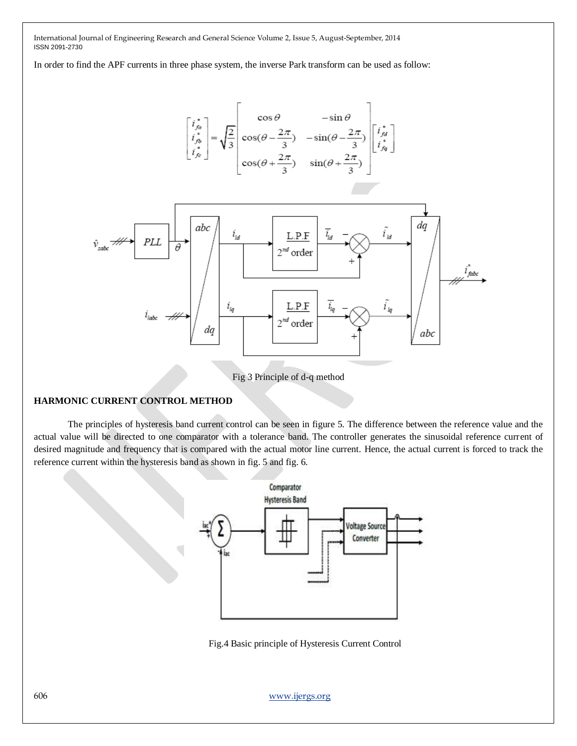In order to find the APF currents in three phase system, the inverse Park transform can be used as follow:

$$\begin{bmatrix} i_{fa}^* \\ i_{fb}^* \\ i_{fc}^* \end{bmatrix} = \sqrt{\frac{2}{3}} \begin{bmatrix} \cos\theta & -\sin\theta \\ \cos(\theta - \frac{2\pi}{3}) & -\sin(\theta - \frac{2\pi}{3}) \\ \cos(\theta + \frac{2\pi}{3}) & \sin(\theta + \frac{2\pi}{3}) \end{bmatrix} \begin{bmatrix} i_{fd}^* \\ i_{fq}^* \end{bmatrix}$$

Fig 3 Principle of d-q method

## HARMONIC CURRENT CONTROL METHOD

The principles of hysteresis band current control can be seen in figure 5. The difference between the reference value and the actual value will be directed to one comparator with a tolerance band. The controller generates the sinusoidal reference current of desired magnitude and frequency that is compared with the actual motor line current. Hence, the actual current is forced to track the reference current within the hysteresis band as shown in fig. 5 and fig. 6.

Fig.4 Basic principle of Hysteresis Current Control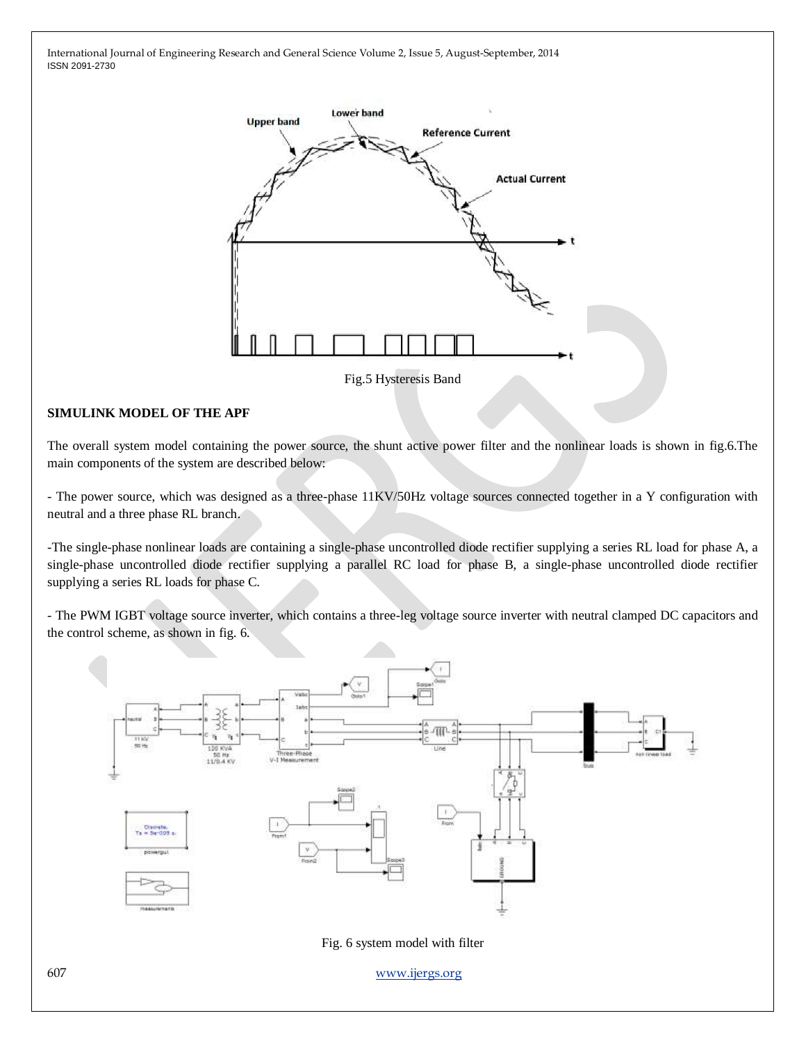Fig.5 Hysteresis Band

**SIMULINK MODEL OF THE APF**

The overall system model containing the power source, the shunt active power filter and the nonlinear loads is shown in fig.6.The main components of the system are described below:

- The power source, which was designed as a three-phase 11KV/50Hz voltage sources connected together in a Y configuration with neutral and a three phase RL branch.

-The single-phase nonlinear loads are containing a single-phase uncontrolled diode rectifier supplying a series RL load for phase A, a single-phase uncontrolled diode rectifier supplying a parallel RC load for phase B, a single-phase uncontrolled diode rectifier supplying a series RL loads for phase C.

- The PWM IGBT voltage source inverter, which contains a three-leg voltage source inverter with neutral clamped DC capacitors and the control scheme, as shown in fig. 6.

Fig. 6 system model with filter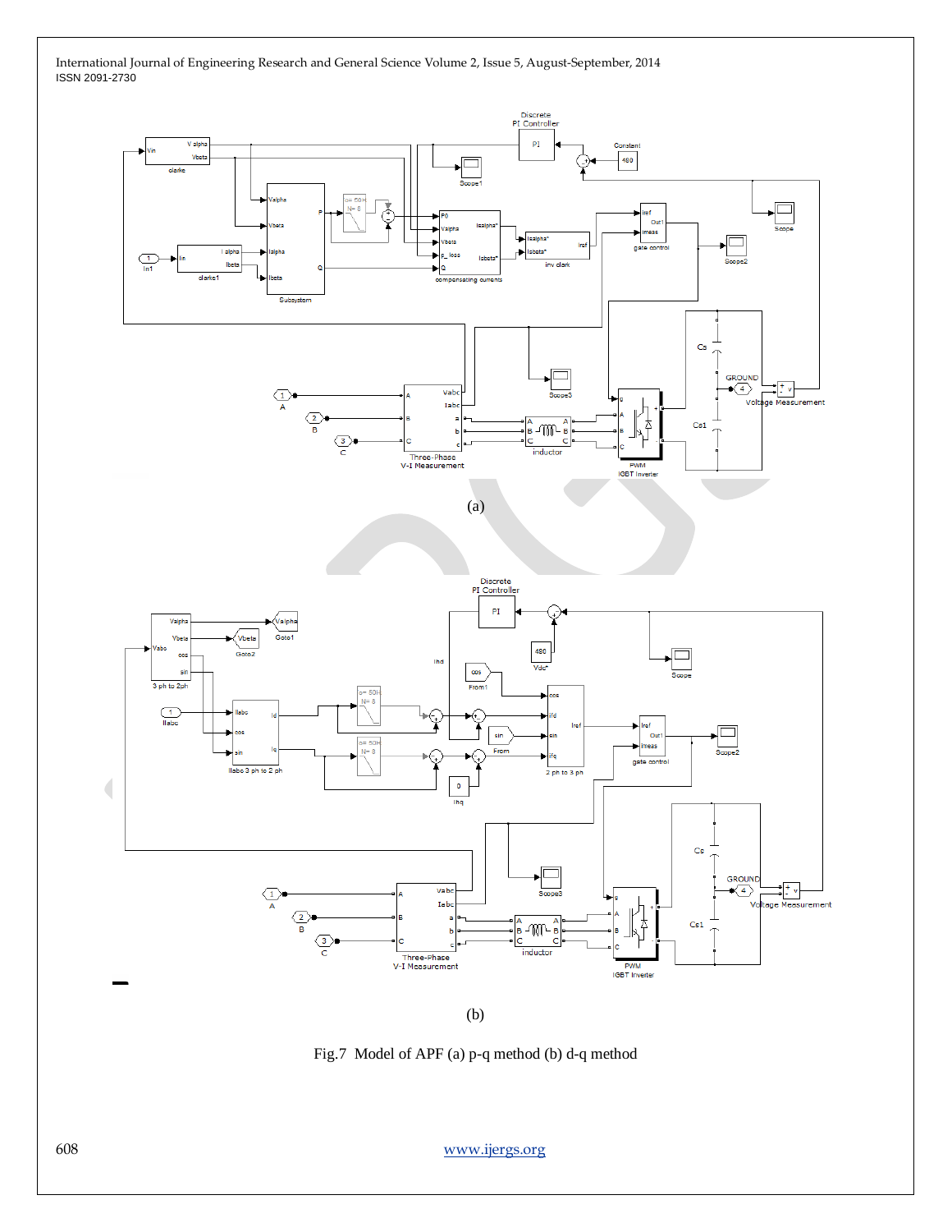(a)

(b)

Fig.7 Model of APF (a) p-q method (b) d-q method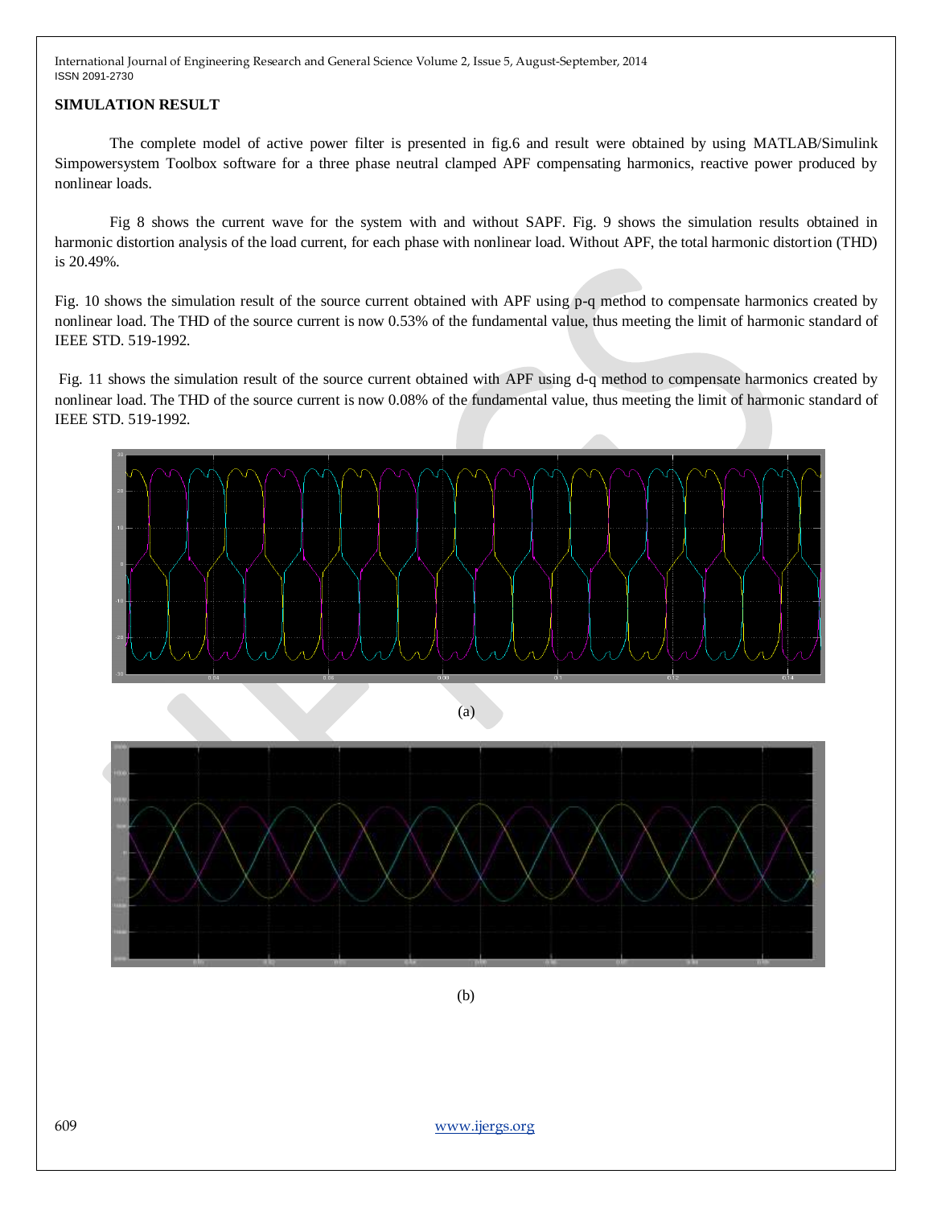## SIMULATION RESULT

The complete model of active power filter is presented in fig.6 and result were obtained by using MATLAB/Simulink Simpowersystem Toolbox software for a three phase neutral clamped APF compensating harmonics, reactive power produced by nonlinear loads.

Fig 8 shows the current wave for the system with and without SAPF. Fig. 9 shows the simulation results obtained in harmonic distortion analysis of the load current, for each phase with nonlinear load. Without APF, the total harmonic distortion (THD) is 20.49%.

Fig. 10 shows the simulation result of the source current obtained with APF using p-q method to compensate harmonics created by nonlinear load. The THD of the source current is now 0.53% of the fundamental value, thus meeting the limit of harmonic standard of IEEE STD. 519-1992.

Fig. 11 shows the simulation result of the source current obtained with APF using d-q method to compensate harmonics created by nonlinear load. The THD of the source current is now 0.08% of the fundamental value, thus meeting the limit of harmonic standard of IEEE STD. 519-1992.

(a)

(b)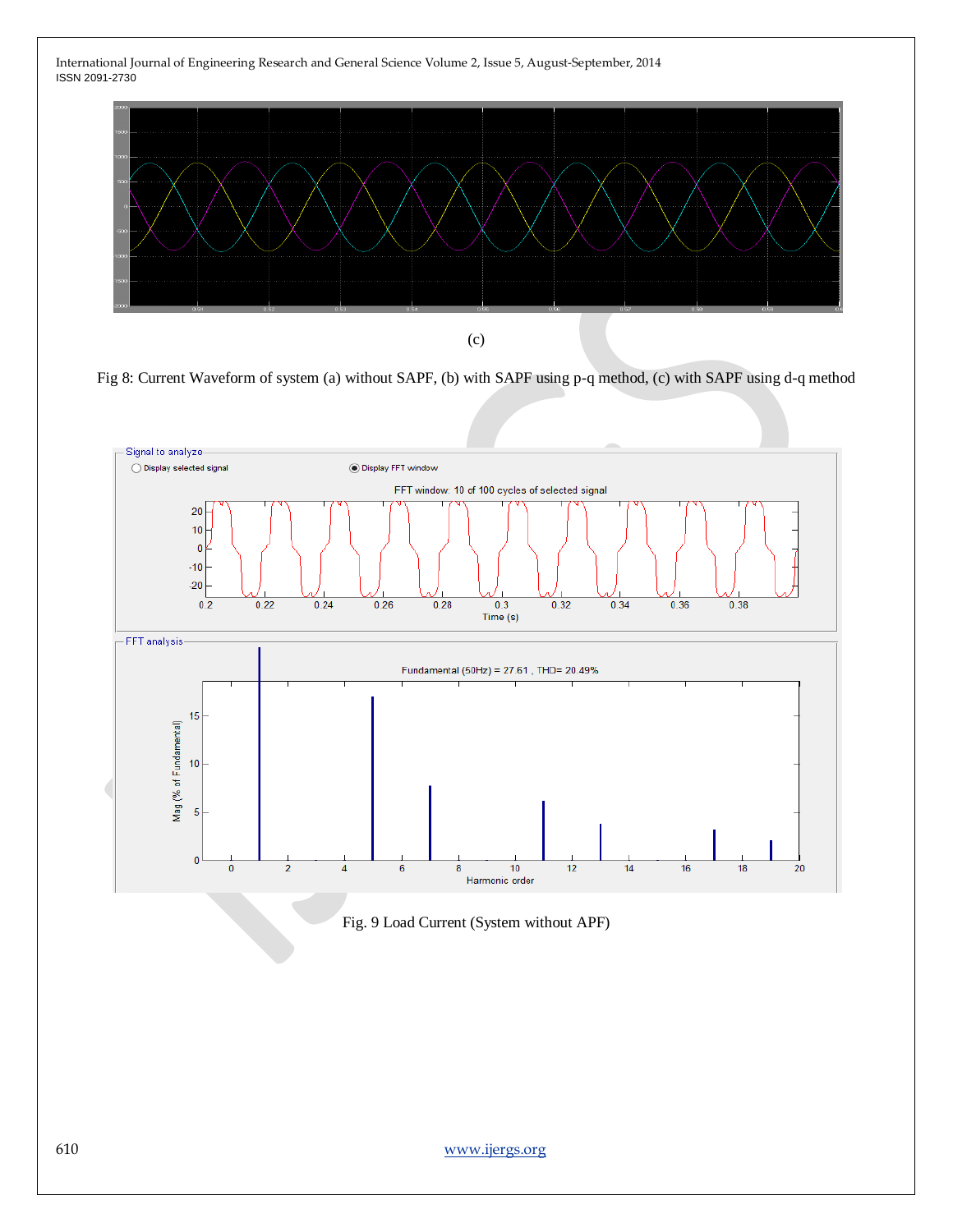(c)

Fig 8: Current Waveform of system (a) without SAPF, (b) with SAPF using p-q method, (c) with SAPF using d-q method

Fig. 9 Load Current (System without APF)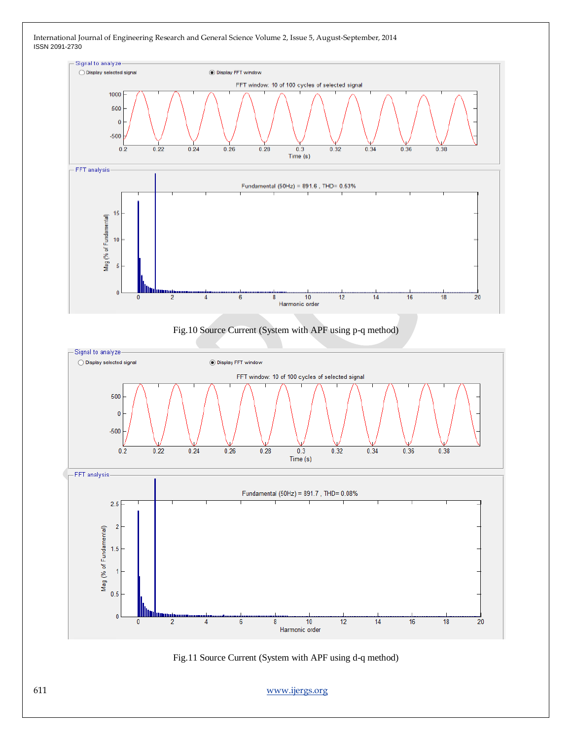Fig.10 Source Current (System with APF using p-q method)

Fig.11 Source Current (System with APF using d-q method)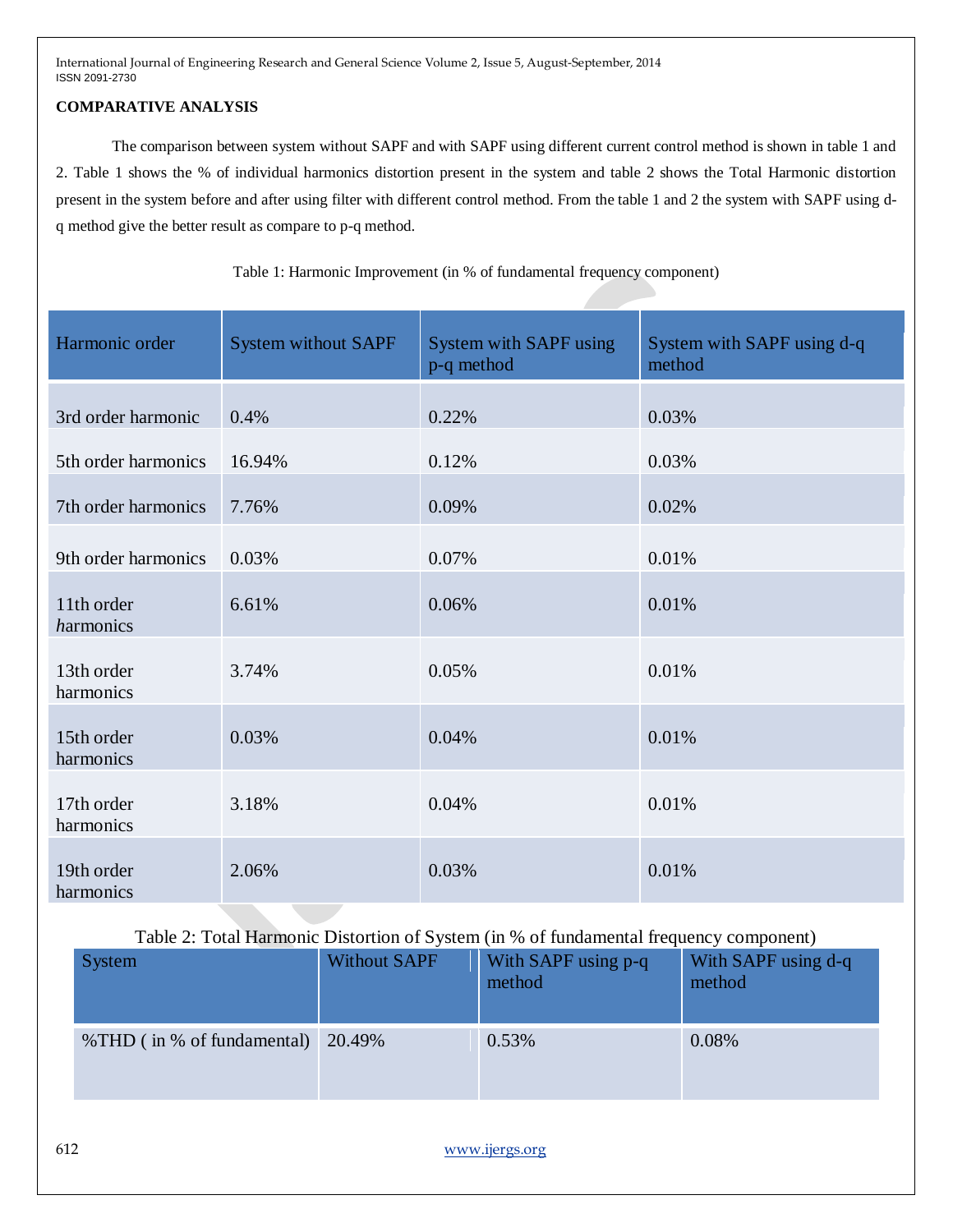**COMPARATIVE ANALYSIS**

The comparison between system without SAPF and with SAPF using different current control method is shown in table 1 and 2. Table 1 shows the % of individual harmonics distortion present in the system and table 2 shows the Total Harmonic distortion present in the system before and after using filter with different control method. From the table 1 and 2 the system with SAPF using d-q method give the better result as compare to p-q method.

Table 1: Harmonic Improvement (in % of fundamental frequency component)

| Harmonic order | System without SAPF | System with SAPF using p-q method | System with SAPF using d-q method |
|---|---|---|---|
| 3rd order harmonic | 0.4% | 0.22% | 0.03% |
| 5th order harmonics | 16.94% | 0.12% | 0.03% |
| 7th order harmonics | 7.76% | 0.09% | 0.02% |
| 9th order harmonics | 0.03% | 0.07% | 0.01% |
| 11th order *h*armonics | 6.61% | 0.06% | 0.01% |
| 13th order harmonics | 3.74% | 0.05% | 0.01% |
| 15th order harmonics | 0.03% | 0.04% | 0.01% |
| 17th order harmonics | 3.18% | 0.04% | 0.01% |
| 19th order harmonics | 2.06% | 0.03% | 0.01% |

Table 2: Total Harmonic Distortion of System (in % of fundamental frequency component)

| System | Without SAPF | With SAPF using p-q method | With SAPF using d-q method |
|---|---|---|---|
| %THD ( in % of fundamental) | 20.49% | 0.53% | 0.08% |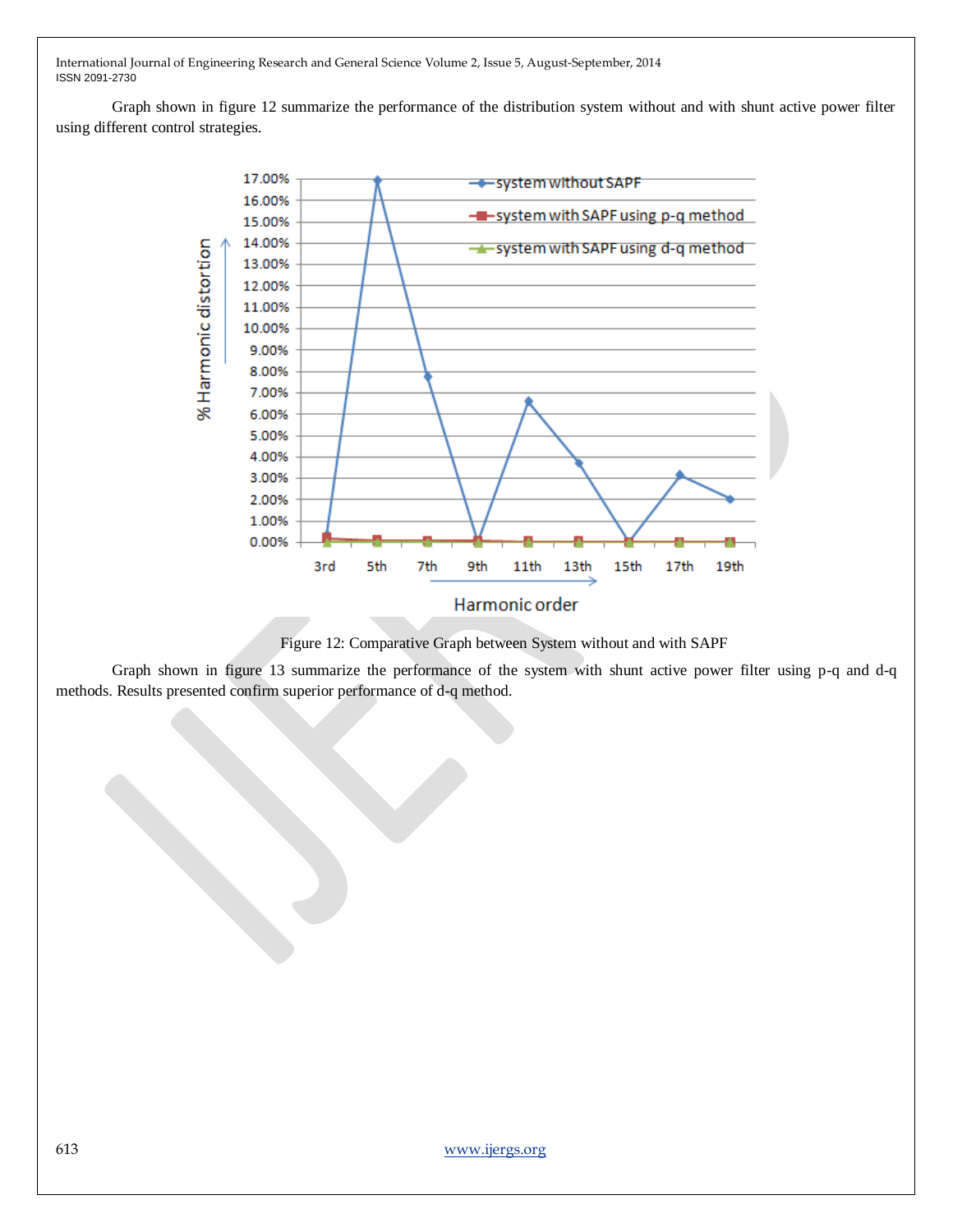Graph shown in figure 12 summarize the performance of the distribution system without and with shunt active power filter using different control strategies.

Figure 12: Comparative Graph between System without and with SAPF

Graph shown in figure 13 summarize the performance of the system with shunt active power filter using p-q and d-q methods. Results presented confirm superior performance of d-q method.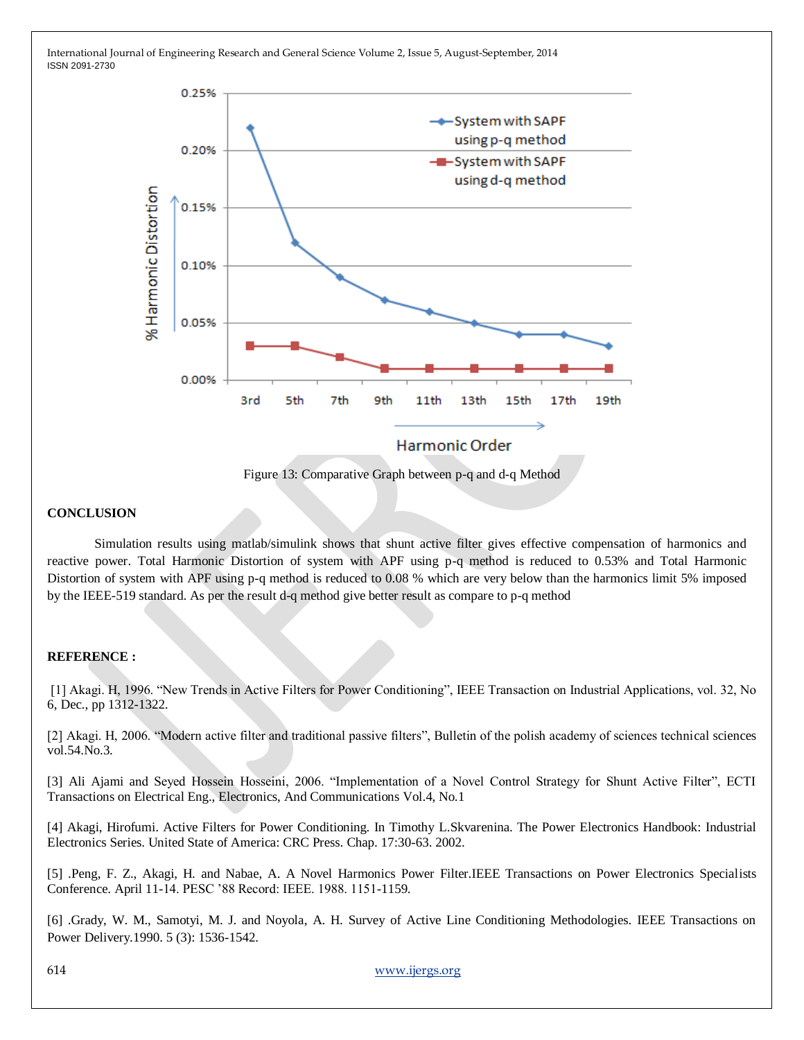Figure 13: Comparative Graph between p-q and d-q Method

## CONCLUSION

Simulation results using matlab/simulink shows that shunt active filter gives effective compensation of harmonics and reactive power. Total Harmonic Distortion of system with APF using p-q method is reduced to 0.53% and Total Harmonic Distortion of system with APF using p-q method is reduced to 0.08 % which are very below than the harmonics limit 5% imposed by the IEEE-519 standard. As per the result d-q method give better result as compare to p-q method

## REFERENCE :

[1] Akagi. H, 1996. "New Trends in Active Filters for Power Conditioning", IEEE Transaction on Industrial Applications, vol. 32, No 6, Dec., pp 1312-1322.

[2] Akagi. H, 2006. "Modern active filter and traditional passive filters", Bulletin of the polish academy of sciences technical sciences vol.54.No.3.

[3] Ali Ajami and Seyed Hossein Hosseini, 2006. "Implementation of a Novel Control Strategy for Shunt Active Filter", ECTI Transactions on Electrical Eng., Electronics, And Communications Vol.4, No.1

[4] Akagi, Hirofumi. Active Filters for Power Conditioning. In Timothy L.Skvarenina. The Power Electronics Handbook: Industrial Electronics Series. United State of America: CRC Press. Chap. 17:30-63. 2002.

[5] .Peng, F. Z., Akagi, H. and Nabae, A. A Novel Harmonics Power Filter.IEEE Transactions on Power Electronics Specialists Conference. April 11-14. PESC '88 Record: IEEE. 1988. 1151-1159.

[6] .Grady, W. M., Samotyi, M. J. and Noyola, A. H. Survey of Active Line Conditioning Methodologies. IEEE Transactions on Power Delivery.1990. 5 (3): 1536-1542.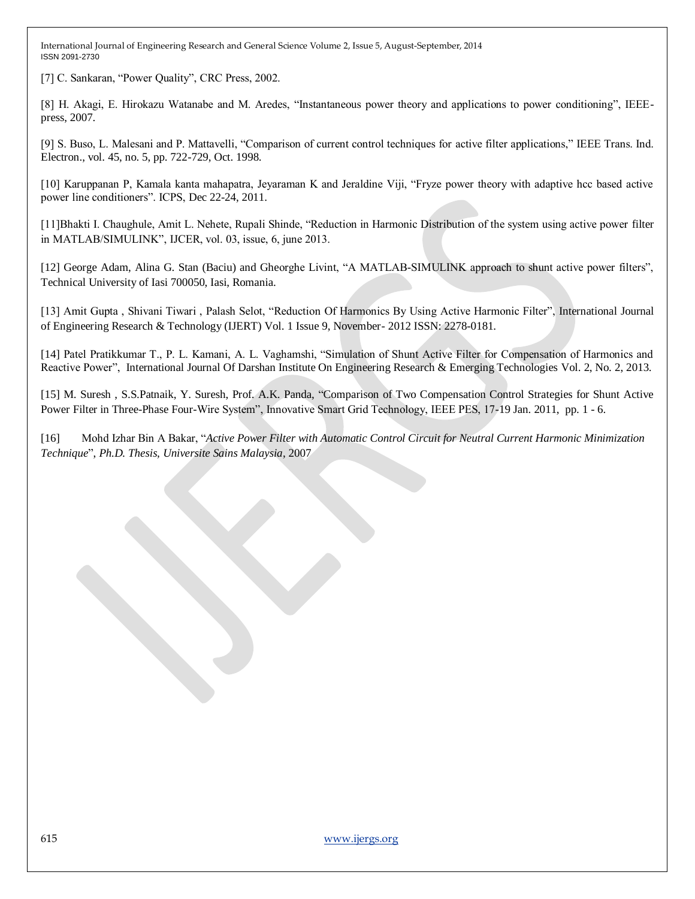[7] C. Sankaran, "Power Quality", CRC Press, 2002.

[8] H. Akagi, E. Hirokazu Watanabe and M. Aredes, "Instantaneous power theory and applications to power conditioning", IEEE-press, 2007.

[9] S. Buso, L. Malesani and P. Mattavelli, "Comparison of current control techniques for active filter applications," IEEE Trans. Ind. Electron., vol. 45, no. 5, pp. 722-729, Oct. 1998.

[10] Karuppanan P, Kamala kanta mahapatra, Jeyaraman K and Jeraldine Viji, "Fryze power theory with adaptive hcc based active power line conditioners". ICPS, Dec 22-24, 2011.

[11]Bhakti I. Chaughule, Amit L. Nehete, Rupali Shinde, "Reduction in Harmonic Distribution of the system using active power filter in MATLAB/SIMULINK", IJCER, vol. 03, issue, 6, june 2013.

[12] George Adam, Alina G. Stan (Baciu) and Gheorghe Livint, "A MATLAB-SIMULINK approach to shunt active power filters", Technical University of Iasi 700050, Iasi, Romania.

[13] Amit Gupta , Shivani Tiwari , Palash Selot, "Reduction Of Harmonics By Using Active Harmonic Filter", International Journal of Engineering Research & Technology (IJERT) Vol. 1 Issue 9, November- 2012 ISSN: 2278-0181.

[14] Patel Pratikkumar T., P. L. Kamani, A. L. Vaghamshi, "Simulation of Shunt Active Filter for Compensation of Harmonics and Reactive Power", International Journal Of Darshan Institute On Engineering Research & Emerging Technologies Vol. 2, No. 2, 2013.

[15] M. Suresh , S.S.Patnaik, Y. Suresh, Prof. A.K. Panda, "Comparison of Two Compensation Control Strategies for Shunt Active Power Filter in Three-Phase Four-Wire System", Innovative Smart Grid Technology, IEEE PES, 17-19 Jan. 2011, pp. 1 - 6.

[16] Mohd Izhar Bin A Bakar, "*Active Power Filter with Automatic Control Circuit for Neutral Current Harmonic Minimization Technique*", *Ph.D. Thesis, Universite Sains Malaysia*, 2007